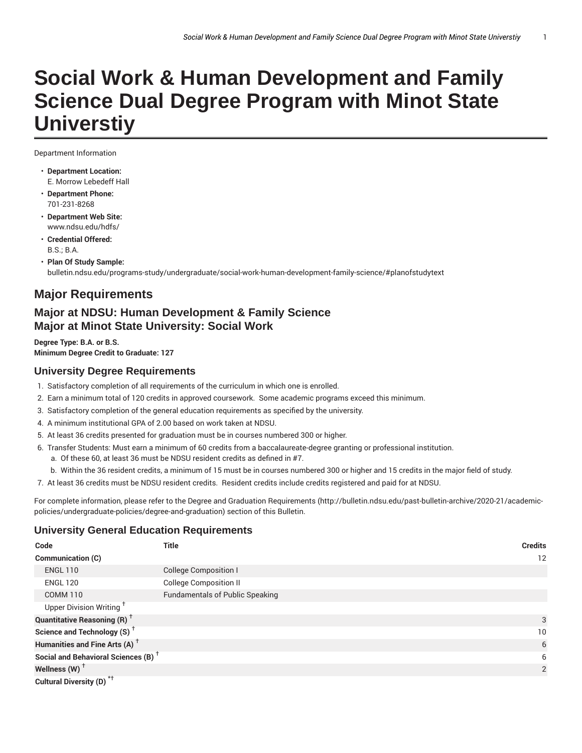# Social Work & Human Development and Family Science Dual Degree Program with Minot State Universtiy

Department Information

- **Department Location:** E. Morrow Lebedeff Hall
- **Department Phone:** 701-231-8268
- **Department Web Site:** www.ndsu.edu/hdfs/
- **Credential Offered:** B.S.; B.A.
- **Plan Of Study Sample:** bulletin.ndsu.edu/programs-study/undergraduate/social-work-human-development-family-science/#planofstudytext

## Major Requirements

### Major at NDSU: Human Development & Family Science
### Major at Minot State University: Social Work

**Degree Type: B.A. or B.S.**
**Minimum Degree Credit to Graduate: 127**

### University Degree Requirements

1. Satisfactory completion of all requirements of the curriculum in which one is enrolled.
2. Earn a minimum total of 120 credits in approved coursework. Some academic programs exceed this minimum.
3. Satisfactory completion of the general education requirements as specified by the university.
4. A minimum institutional GPA of 2.00 based on work taken at NDSU.
5. At least 36 credits presented for graduation must be in courses numbered 300 or higher.
6. Transfer Students: Must earn a minimum of 60 credits from a baccalaureate-degree granting or professional institution.
   a. Of these 60, at least 36 must be NDSU resident credits as defined in #7.
   b. Within the 36 resident credits, a minimum of 15 must be in courses numbered 300 or higher and 15 credits in the major field of study.
7. At least 36 credits must be NDSU resident credits. Resident credits include credits registered and paid for at NDSU.

For complete information, please refer to the Degree and Graduation Requirements (http://bulletin.ndsu.edu/past-bulletin-archive/2020-21/academic-policies/undergraduate-policies/degree-and-graduation) section of this Bulletin.

### University General Education Requirements

| Code | Title | Credits |
|---|---|---|
| **Communication (C)** | | 12 |
| ENGL 110 | College Composition I | |
| ENGL 120 | College Composition II | |
| COMM 110 | Fundamentals of Public Speaking | |
| Upper Division Writing † | | |
| **Quantitative Reasoning (R) †** | | 3 |
| **Science and Technology (S) †** | | 10 |
| **Humanities and Fine Arts (A) †** | | 6 |
| **Social and Behavioral Sciences (B) †** | | 6 |
| **Wellness (W) †** | | 2 |
| **Cultural Diversity (D) *†** | | |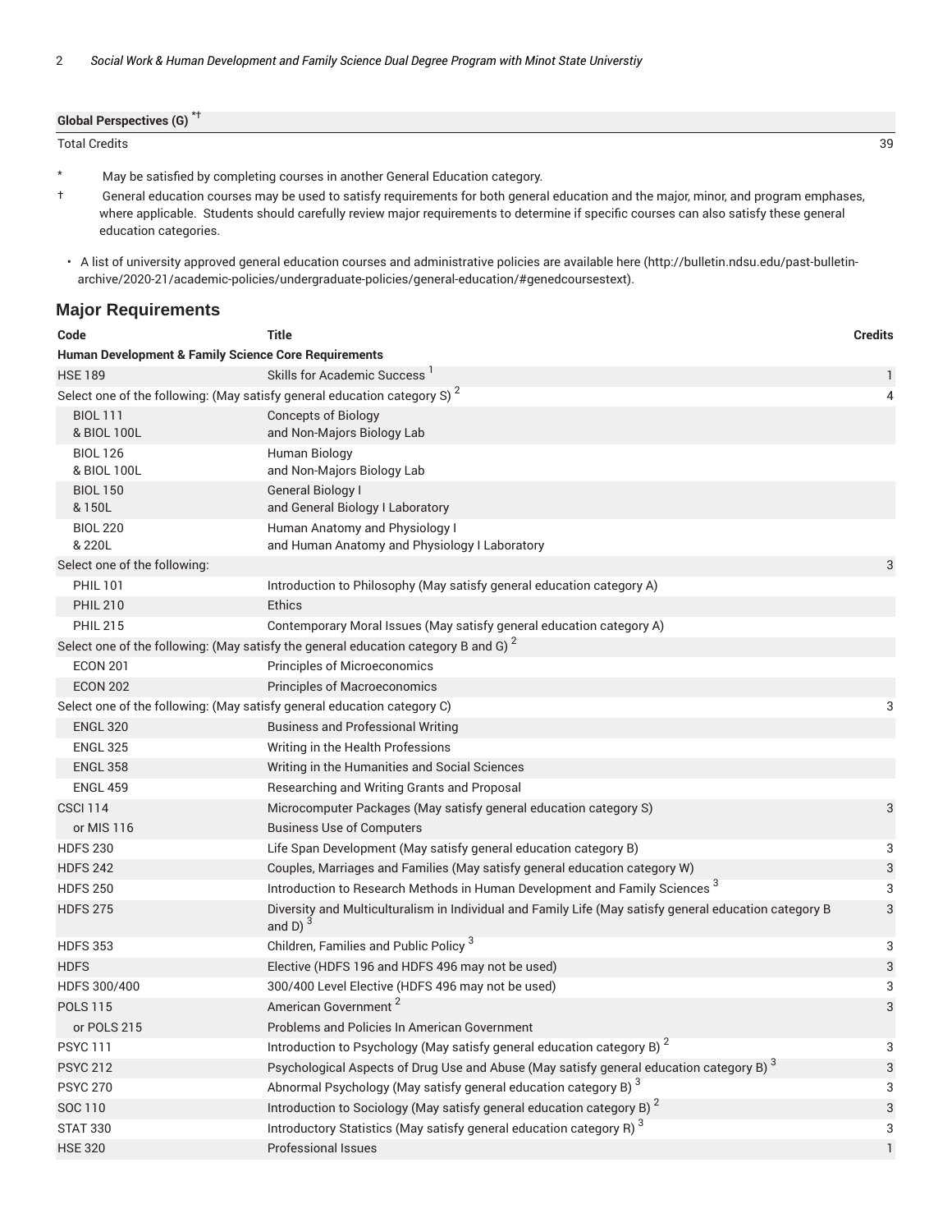| | |
|---|---|
| **Global Perspectives (G)** [*†] | |
| Total Credits | 39 |

\* May be satisfied by completing courses in another General Education category.

† General education courses may be used to satisfy requirements for both general education and the major, minor, and program emphases, where applicable. Students should carefully review major requirements to determine if specific courses can also satisfy these general education categories.

- A list of university approved general education courses and administrative policies are available here (http://bulletin.ndsu.edu/past-bulletin-archive/2020-21/academic-policies/undergraduate-policies/general-education/#genedcoursestext).

## Major Requirements

| Code | Title | Credits |
|---|---|---|
| **Human Development & Family Science Core Requirements** | | |
| HSE 189 | Skills for Academic Success [1] | 1 |
| Select one of the following: (May satisfy general education category S) [2] | | 4 |
| BIOL 111 & BIOL 100L | Concepts of Biology and Non-Majors Biology Lab | |
| BIOL 126 & BIOL 100L | Human Biology and Non-Majors Biology Lab | |
| BIOL 150 & 150L | General Biology I and General Biology I Laboratory | |
| BIOL 220 & 220L | Human Anatomy and Physiology I and Human Anatomy and Physiology I Laboratory | |
| Select one of the following: | | 3 |
| PHIL 101 | Introduction to Philosophy (May satisfy general education category A) | |
| PHIL 210 | Ethics | |
| PHIL 215 | Contemporary Moral Issues (May satisfy general education category A) | |
| Select one of the following: (May satisfy the general education category B and G) [2] | | |
| ECON 201 | Principles of Microeconomics | |
| ECON 202 | Principles of Macroeconomics | |
| Select one of the following: (May satisfy general education category C) | | 3 |
| ENGL 320 | Business and Professional Writing | |
| ENGL 325 | Writing in the Health Professions | |
| ENGL 358 | Writing in the Humanities and Social Sciences | |
| ENGL 459 | Researching and Writing Grants and Proposal | |
| CSCI 114 | Microcomputer Packages (May satisfy general education category S) | 3 |
| or MIS 116 | Business Use of Computers | |
| HDFS 230 | Life Span Development (May satisfy general education category B) | 3 |
| HDFS 242 | Couples, Marriages and Families (May satisfy general education category W) | 3 |
| HDFS 250 | Introduction to Research Methods in Human Development and Family Sciences [3] | 3 |
| HDFS 275 | Diversity and Multiculturalism in Individual and Family Life (May satisfy general education category B and D) [3] | 3 |
| HDFS 353 | Children, Families and Public Policy [3] | 3 |
| HDFS | Elective (HDFS 196 and HDFS 496 may not be used) | 3 |
| HDFS 300/400 | 300/400 Level Elective (HDFS 496 may not be used) | 3 |
| POLS 115 | American Government [2] | 3 |
| or POLS 215 | Problems and Policies In American Government | |
| PSYC 111 | Introduction to Psychology (May satisfy general education category B) [2] | 3 |
| PSYC 212 | Psychological Aspects of Drug Use and Abuse (May satisfy general education category B) [3] | 3 |
| PSYC 270 | Abnormal Psychology (May satisfy general education category B) [3] | 3 |
| SOC 110 | Introduction to Sociology (May satisfy general education category B) [2] | 3 |
| STAT 330 | Introductory Statistics (May satisfy general education category R) [3] | 3 |
| HSE 320 | Professional Issues | 1 |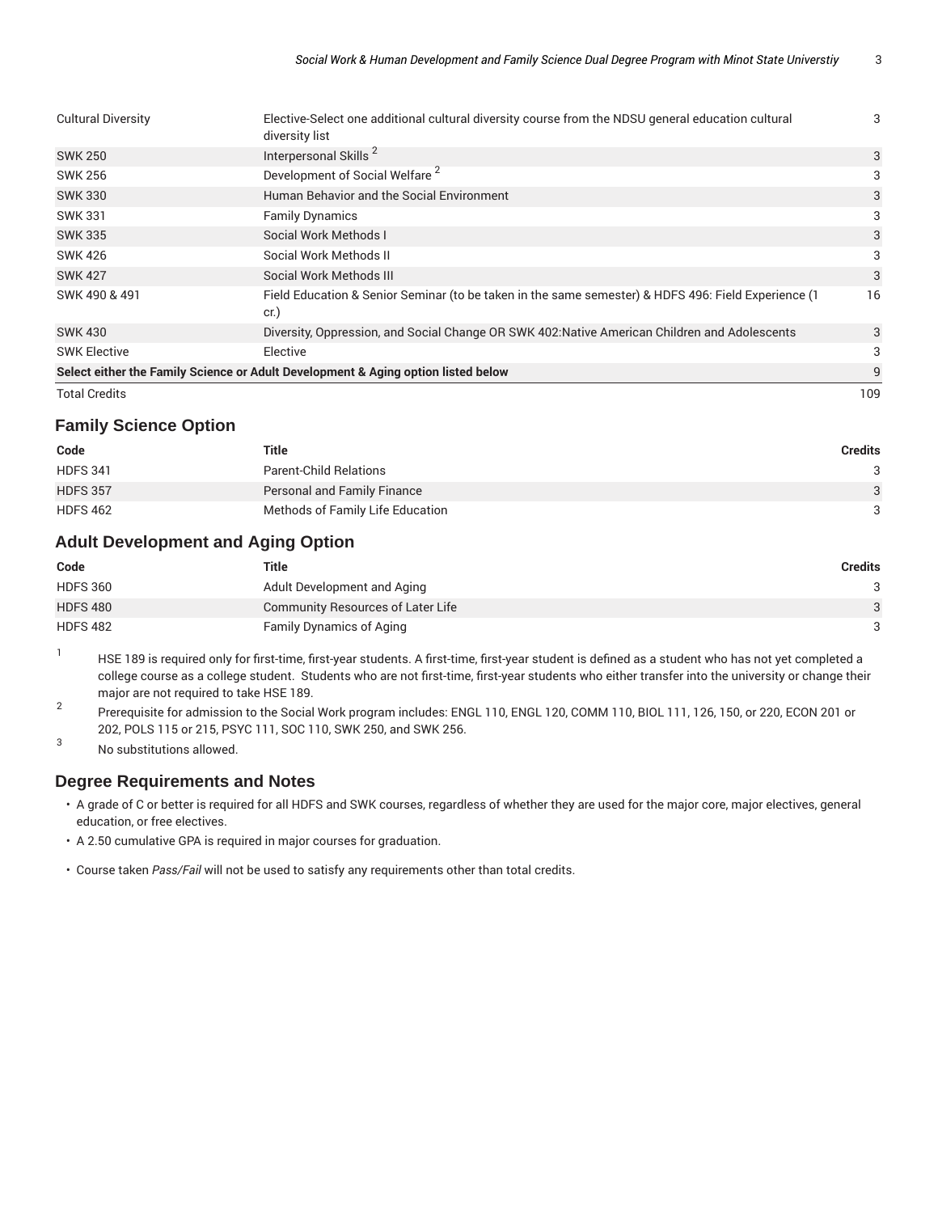| | | |
|---|---|---|
| Cultural Diversity | Elective-Select one additional cultural diversity course from the NDSU general education cultural diversity list | 3 |
| SWK 250 | Interpersonal Skills [2] | 3 |
| SWK 256 | Development of Social Welfare [2] | 3 |
| SWK 330 | Human Behavior and the Social Environment | 3 |
| SWK 331 | Family Dynamics | 3 |
| SWK 335 | Social Work Methods I | 3 |
| SWK 426 | Social Work Methods II | 3 |
| SWK 427 | Social Work Methods III | 3 |
| SWK 490 & 491 | Field Education & Senior Seminar (to be taken in the same semester) & HDFS 496: Field Experience (1 cr.) | 16 |
| SWK 430 | Diversity, Oppression, and Social Change OR SWK 402:Native American Children and Adolescents | 3 |
| SWK Elective | Elective | 3 |
| **Select either the Family Science or Adult Development & Aging option listed below** | | 9 |
| Total Credits | | 109 |

## Family Science Option

| Code | Title | Credits |
|---|---|---|
| HDFS 341 | Parent-Child Relations | 3 |
| HDFS 357 | Personal and Family Finance | 3 |
| HDFS 462 | Methods of Family Life Education | 3 |

## Adult Development and Aging Option

| Code | Title | Credits |
|---|---|---|
| HDFS 360 | Adult Development and Aging | 3 |
| HDFS 480 | Community Resources of Later Life | 3 |
| HDFS 482 | Family Dynamics of Aging | 3 |

1. HSE 189 is required only for first-time, first-year students. A first-time, first-year student is defined as a student who has not yet completed a college course as a college student. Students who are not first-time, first-year students who either transfer into the university or change their major are not required to take HSE 189.
2. Prerequisite for admission to the Social Work program includes: ENGL 110, ENGL 120, COMM 110, BIOL 111, 126, 150, or 220, ECON 201 or 202, POLS 115 or 215, PSYC 111, SOC 110, SWK 250, and SWK 256.
3. No substitutions allowed.

## Degree Requirements and Notes

- A grade of C or better is required for all HDFS and SWK courses, regardless of whether they are used for the major core, major electives, general education, or free electives.
- A 2.50 cumulative GPA is required in major courses for graduation.
- Course taken *Pass/Fail* will not be used to satisfy any requirements other than total credits.